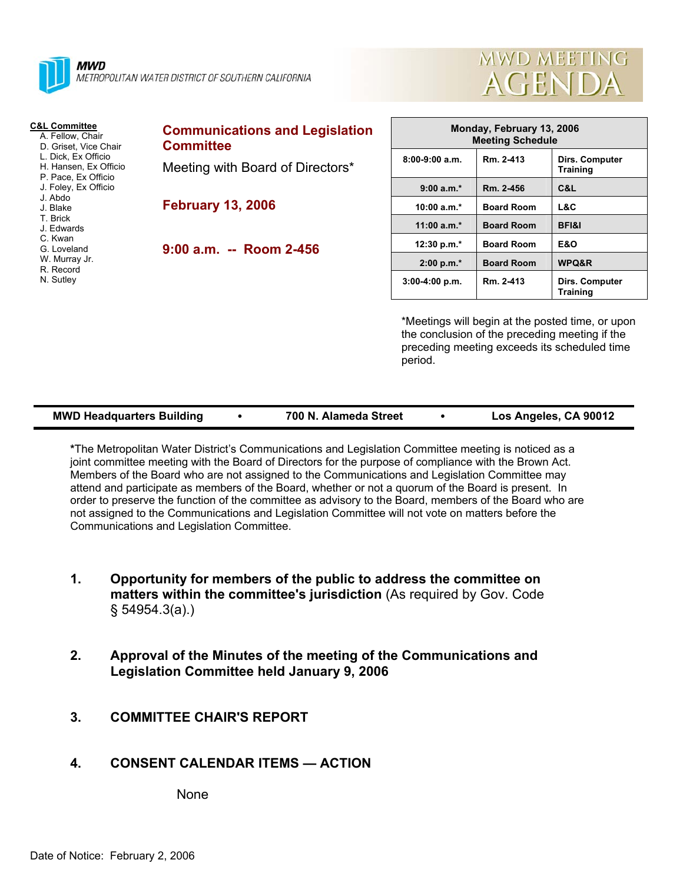**MWD**
METROPOLITAN WATER DISTRICT OF SOUTHERN CALIFORNIA

# MWD MEETING AGENDA

**C&L Committee**
A. Fellow, Chair
D. Griset, Vice Chair
L. Dick, Ex Officio
H. Hansen, Ex Officio
P. Pace, Ex Officio
J. Foley, Ex Officio
J. Abdo
J. Blake
T. Brick
J. Edwards
C. Kwan
G. Loveland
W. Murray Jr.
R. Record
N. Sutley

## Communications and Legislation Committee

Meeting with Board of Directors*

**February 13, 2006**

**9:00 a.m. -- Room 2-456**

| Monday, February 13, 2006 Meeting Schedule | | |
|---|---|---|
| 8:00-9:00 a.m. | Rm. 2-413 | Dirs. Computer Training |
| 9:00 a.m.* | Rm. 2-456 | C&L |
| 10:00 a.m.* | Board Room | L&C |
| 11:00 a.m.* | Board Room | BFI&I |
| 12:30 p.m.* | Board Room | E&O |
| 2:00 p.m.* | Board Room | WPQ&R |
| 3:00-4:00 p.m. | Rm. 2-413 | Dirs. Computer Training |

*Meetings will begin at the posted time, or upon the conclusion of the preceding meeting if the preceding meeting exceeds its scheduled time period.

**MWD Headquarters Building • 700 N. Alameda Street • Los Angeles, CA 90012**

***The Metropolitan Water District's Communications and Legislation Committee meeting is noticed as a joint committee meeting with the Board of Directors for the purpose of compliance with the Brown Act. Members of the Board who are not assigned to the Communications and Legislation Committee may attend and participate as members of the Board, whether or not a quorum of the Board is present. In order to preserve the function of the committee as advisory to the Board, members of the Board who are not assigned to the Communications and Legislation Committee will not vote on matters before the Communications and Legislation Committee.

1. **Opportunity for members of the public to address the committee on matters within the committee's jurisdiction** (As required by Gov. Code § 54954.3(a).)

2. **Approval of the Minutes of the meeting of the Communications and Legislation Committee held January 9, 2006**

3. **COMMITTEE CHAIR'S REPORT**

4. **CONSENT CALENDAR ITEMS — ACTION**

   None

Date of Notice: February 2, 2006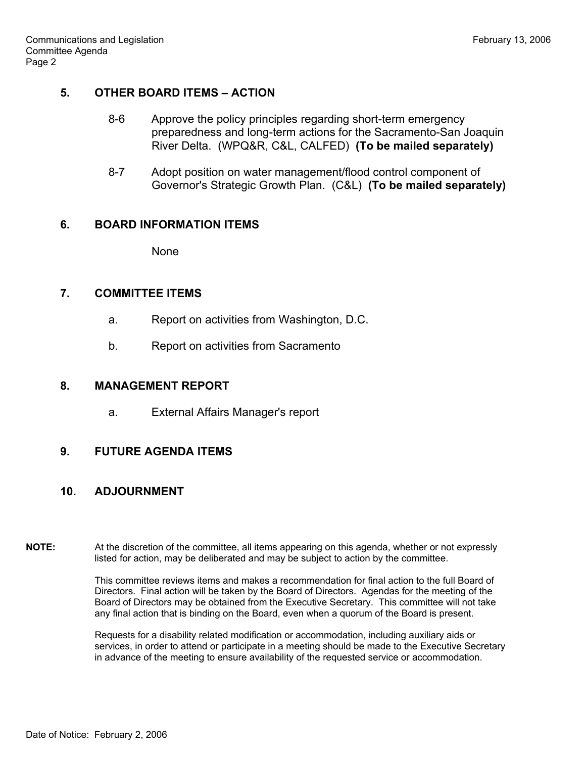## 5. OTHER BOARD ITEMS – ACTION

8-6 Approve the policy principles regarding short-term emergency preparedness and long-term actions for the Sacramento-San Joaquin River Delta. (WPQ&R, C&L, CALFED) **(To be mailed separately)**

8-7 Adopt position on water management/flood control component of Governor's Strategic Growth Plan. (C&L) **(To be mailed separately)**

## 6. BOARD INFORMATION ITEMS

None

## 7. COMMITTEE ITEMS

a. Report on activities from Washington, D.C.

b. Report on activities from Sacramento

## 8. MANAGEMENT REPORT

a. External Affairs Manager's report

## 9. FUTURE AGENDA ITEMS

## 10. ADJOURNMENT

**NOTE:** At the discretion of the committee, all items appearing on this agenda, whether or not expressly listed for action, may be deliberated and may be subject to action by the committee.

This committee reviews items and makes a recommendation for final action to the full Board of Directors. Final action will be taken by the Board of Directors. Agendas for the meeting of the Board of Directors may be obtained from the Executive Secretary. This committee will not take any final action that is binding on the Board, even when a quorum of the Board is present.

Requests for a disability related modification or accommodation, including auxiliary aids or services, in order to attend or participate in a meeting should be made to the Executive Secretary in advance of the meeting to ensure availability of the requested service or accommodation.

Date of Notice: February 2, 2006